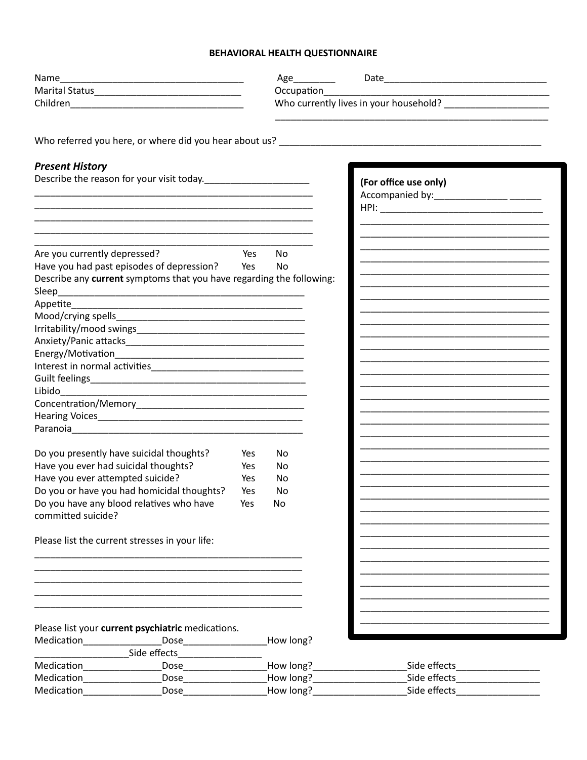# BEHAVIORAL HEALTH QUESTIONNAIRE

Name___________________________________ Age________ Date________________________________

Marital Status____________________________ Occupation____________________________________________

Children_________________________________ Who currently lives in your household? ____________________

_______________________________________________________

Who referred you here, or where did you hear about us? ____________________________________________________

## *Present History*

Describe the reason for your visit today.____________________

_______________________________________________________

_______________________________________________________

_______________________________________________________

_______________________________________________________

_______________________________________________________

Are you currently depressed? Yes No

Have you had past episodes of depression? Yes No

Describe any **current** symptoms that you have regarding the following:

Sleep_________________________________________________

Appetite______________________________________________

Mood/crying spells______________________________________

Irritability/mood swings__________________________________

Anxiety/Panic attacks____________________________________

Energy/Motivation_______________________________________

Interest in normal activities_______________________________

Guilt feelings__________________________________________

Libido_________________________________________________

Concentration/Memory__________________________________

Hearing Voices_________________________________________

Paranoia______________________________________________

Do you presently have suicidal thoughts? Yes No

Have you ever had suicidal thoughts? Yes No

Have you ever attempted suicide? Yes No

Do you or have you had homicidal thoughts? Yes No

Do you have any blood relatives who have committed suicide? Yes No

Please list the current stresses in your life:

_____________________________________________________

_____________________________________________________

_____________________________________________________

_____________________________________________________

_____________________________________________________

Please list your **current psychiatric** medications.

Medication_______________Dose________________How long? __________________Side effects________________

Medication_______________Dose________________How long?__________________Side effects________________

Medication_______________Dose________________How long?__________________Side effects________________

Medication_______________Dose________________How long?__________________Side effects________________

**(For office use only)**

Accompanied by:______________ ______

HPI: _______________________________

____________________________________

____________________________________

____________________________________

____________________________________

____________________________________

____________________________________

____________________________________

____________________________________

____________________________________

____________________________________

____________________________________

____________________________________

____________________________________

____________________________________

____________________________________

____________________________________

____________________________________

____________________________________

____________________________________

____________________________________

____________________________________

____________________________________

____________________________________

____________________________________

____________________________________

____________________________________

____________________________________

____________________________________

____________________________________

____________________________________

____________________________________

____________________________________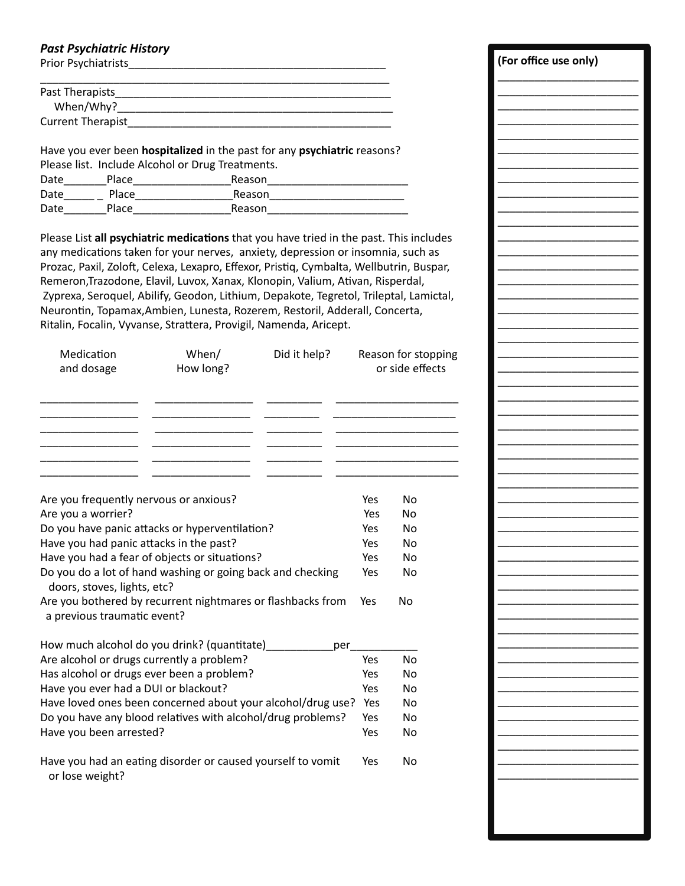***Past Psychiatric History***

Prior Psychiatrists_____________________________________________

_____________________________________________________________

Past Therapists_______________________________________________

When/Why?_________________________________________________

Current Therapist_____________________________________________

Have you ever been **hospitalized** in the past for any **psychiatric** reasons? Please list. Include Alcohol or Drug Treatments.

Date_______Place________________Reason_______________________

Date______ Place________________Reason______________________

Date_______Place________________Reason_______________________

Please List **all psychiatric medications** that you have tried in the past. This includes any medications taken for your nerves, anxiety, depression or insomnia, such as Prozac, Paxil, Zoloft, Celexa, Lexapro, Effexor, Pristiq, Cymbalta, Wellbutrin, Buspar, Remeron,Trazodone, Elavil, Luvox, Xanax, Klonopin, Valium, Ativan, Risperdal, Zyprexa, Seroquel, Abilify, Geodon, Lithium, Depakote, Tegretol, Trileptal, Lamictal, Neurontin, Topamax,Ambien, Lunesta, Rozerem, Restoril, Adderall, Concerta, Ritalin, Focalin, Vyvanse, Strattera, Provigil, Namenda, Aricept.

| Medication and dosage | When/ How long? | Did it help? | Reason for stopping or side effects |
|---|---|---|---|
| | | | |
| | | | |
| | | | |
| | | | |
| | | | |
| | | | |

| | | |
|---|---|---|
| Are you frequently nervous or anxious? | Yes | No |
| Are you a worrier? | Yes | No |
| Do you have panic attacks or hyperventilation? | Yes | No |
| Have you had panic attacks in the past? | Yes | No |
| Have you had a fear of objects or situations? | Yes | No |
| Do you do a lot of hand washing or going back and checking doors, stoves, lights, etc? | Yes | No |
| Are you bothered by recurrent nightmares or flashbacks from a previous traumatic event? | Yes | No |

How much alcohol do you drink? (quantitate)___________per___________

| | | |
|---|---|---|
| Are alcohol or drugs currently a problem? | Yes | No |
| Has alcohol or drugs ever been a problem? | Yes | No |
| Have you ever had a DUI or blackout? | Yes | No |
| Have loved ones been concerned about your alcohol/drug use? | Yes | No |
| Do you have any blood relatives with alcohol/drug problems? | Yes | No |
| Have you been arrested? | Yes | No |

| | | |
|---|---|---|
| Have you had an eating disorder or caused yourself to vomit or lose weight? | Yes | No |

**(For office use only)**

_______________________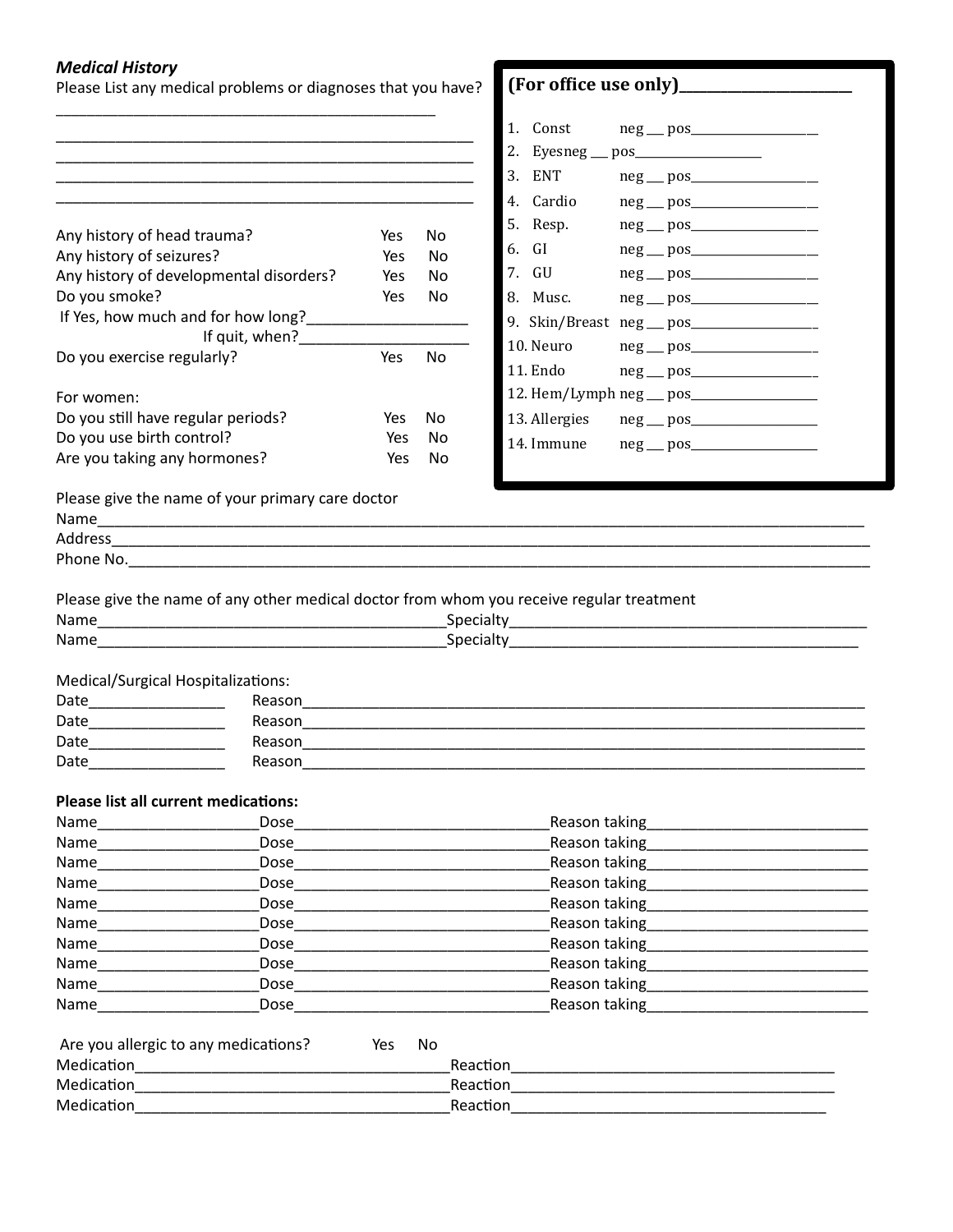*Medical History*

Please List any medical problems or diagnoses that you have?

_______________________________________________

_______________________________________________

_______________________________________________

_______________________________________________

_______________________________________________

Any history of head trauma? Yes No

Any history of seizures? Yes No

Any history of developmental disorders? Yes No

Do you smoke? Yes No

If Yes, how much and for how long?____________________

If quit, when?_____________________

Do you exercise regularly? Yes No

For women:

Do you still have regular periods? Yes No

Do you use birth control? Yes No

Are you taking any hormones? Yes No

**(For office use only)**________________________

1. Const neg ___ pos__________________
2. Eyesneg ___ pos__________________
3. ENT neg ___ pos__________________
4. Cardio neg ___ pos__________________
5. Resp. neg ___ pos__________________
6. GI neg ___ pos__________________
7. GU neg ___ pos__________________
8. Musc. neg ___ pos__________________
9. Skin/Breast neg ___ pos__________________
10. Neuro neg ___ pos__________________
11. Endo neg ___ pos__________________
12. Hem/Lymph neg ___ pos__________________
13. Allergies neg ___ pos__________________
14. Immune neg ___ pos__________________

Please give the name of your primary care doctor

Name_______________________________________________

Address_____________________________________________

Phone No.___________________________________________

Please give the name of any other medical doctor from whom you receive regular treatment

Name______________________________Specialty______________________________

Name______________________________Specialty______________________________

Medical/Surgical Hospitalizations:

Date________________ Reason________________________________________

Date________________ Reason________________________________________

Date________________ Reason________________________________________

Date________________ Reason________________________________________

**Please list all current medications:**

Name__________________Dose______________________Reason taking____________________

Name__________________Dose______________________Reason taking____________________

Name__________________Dose______________________Reason taking____________________

Name__________________Dose______________________Reason taking____________________

Name__________________Dose______________________Reason taking____________________

Name__________________Dose______________________Reason taking____________________

Name__________________Dose______________________Reason taking____________________

Name__________________Dose______________________Reason taking____________________

Name__________________Dose______________________Reason taking____________________

Name__________________Dose______________________Reason taking____________________

Are you allergic to any medications? Yes No

Medication______________________________Reaction______________________________

Medication______________________________Reaction______________________________

Medication______________________________Reaction______________________________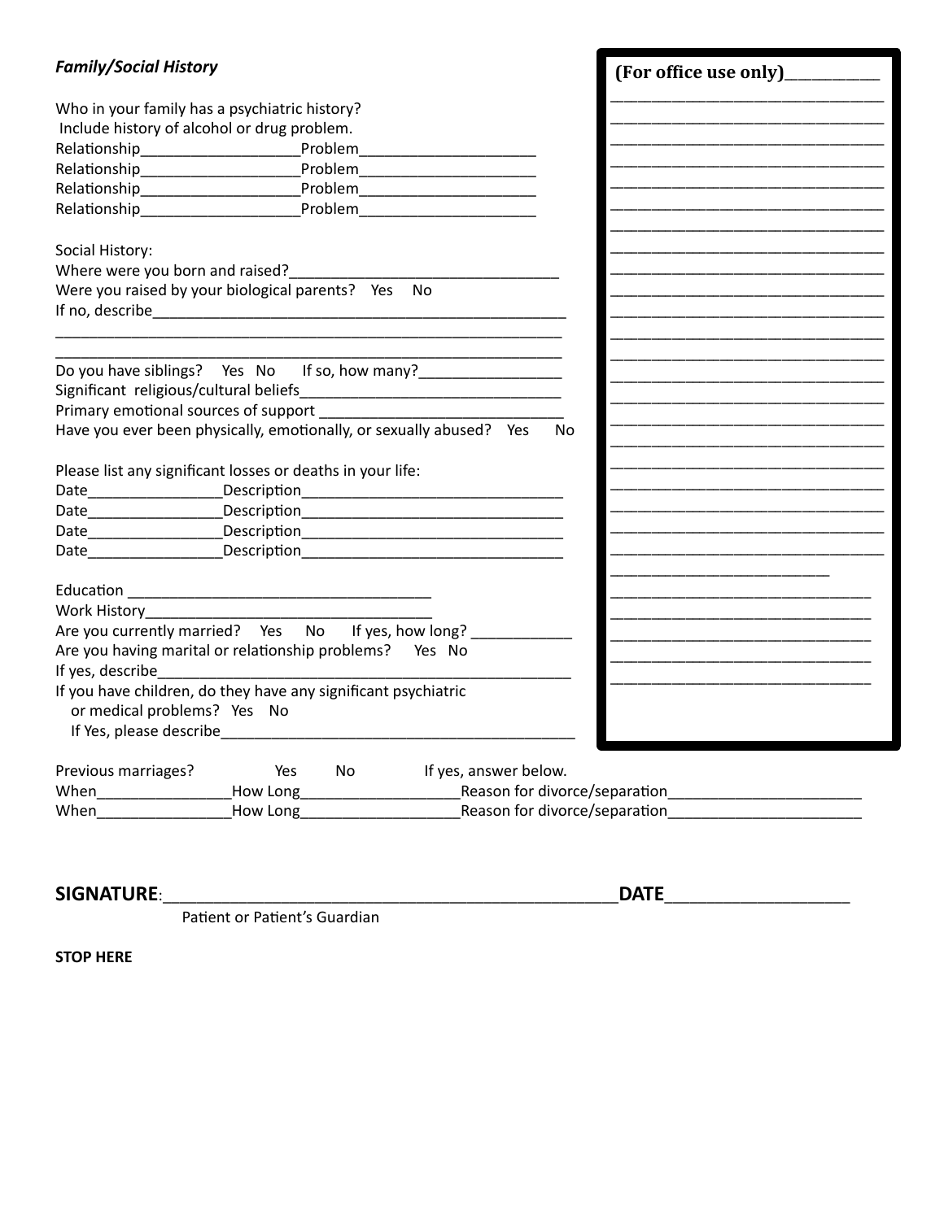***Family/Social History***

Who in your family has a psychiatric history?
Include history of alcohol or drug problem.

Relationship___________________Problem_____________________
Relationship___________________Problem_____________________
Relationship___________________Problem_____________________
Relationship___________________Problem_____________________

Social History:
Where were you born and raised?________________________________
Were you raised by your biological parents? Yes No
If no, describe___________________________________________________
_________________________________________________________________
_________________________________________________________________
Do you have siblings? Yes No If so, how many?_________________
Significant religious/cultural beliefs_______________________________
Primary emotional sources of support ______________________________
Have you ever been physically, emotionally, or sexually abused? Yes No

Please list any significant losses or deaths in your life:
Date________________Description_______________________________
Date________________Description_______________________________
Date________________Description_______________________________
Date________________Description_______________________________

Education ____________________________________
Work History__________________________________
Are you currently married? Yes No If yes, how long? ____________
Are you having marital or relationship problems? Yes No
If yes, describe____________________________________________________
If you have children, do they have any significant psychiatric
or medical problems? Yes No
If Yes, please describe__________________________________________

**(For office use only)**___________
_________________________________
_________________________________
_________________________________
_________________________________
_________________________________
_________________________________
_________________________________
_________________________________
_________________________________
_________________________________
_________________________________
_________________________________
_________________________________
_________________________________
_________________________________
_________________________________
_________________________________
_________________________________
_________________________________
_________________________________
_________________________________
_________________________________
_________________________________
_________________________________
_________________________________
_________________________________
_________________________________
_________________________________

Previous marriages? Yes No If yes, answer below.
When________________How Long___________________Reason for divorce/separation_______________________
When________________How Long___________________Reason for divorce/separation_______________________

**SIGNATURE**:_________________________________________________**DATE**___________________
Patient or Patient's Guardian

**STOP HERE**